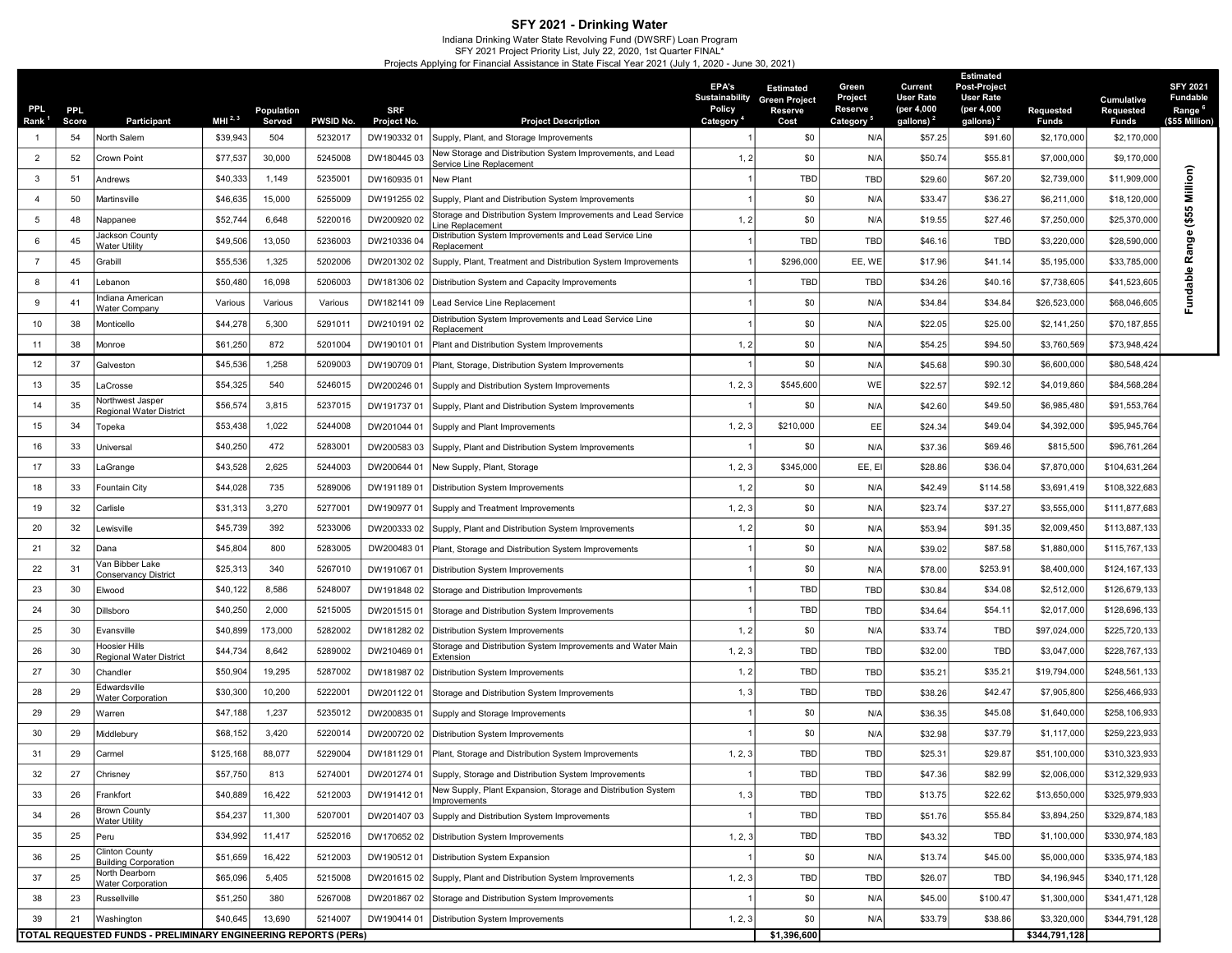# SFY 2021 - Drinking Water

Indiana Drinking Water State Revolving Fund (DWSRF) Loan Program
SFY 2021 Project Priority List, July 22, 2020, 1st Quarter FINAL*
Projects Applying for Financial Assistance in State Fiscal Year 2021 (July 1, 2020 - June 30, 2021)

| PPL Rank [1] | PPL Score | Participant | MHI [2, 3] | Population Served | PWSID No. | SRF Project No. | Project Description | EPA's Sustainability Policy Category [4] | Estimated Green Project Reserve Cost | Green Project Reserve Category [5] | Current User Rate (per 4,000 gallons) [2] | Estimated Post-Project User Rate (per 4,000 gallons) [2] | Requested Funds | Cumulative Requested Funds | SFY 2021 Fundable Range [6] ($55 Million) |
|---|---|---|---|---|---|---|---|---|---|---|---|---|---|---|---|
| 1 | 54 | North Salem | $39,943 | 504 | 5232017 | DW190332 01 | Supply, Plant, and Storage Improvements | 1 | $0 | N/A | $57.25 | $91.60 | $2,170,000 | $2,170,000 | Fundable Range ($55 Million) |
| 2 | 52 | Crown Point | $77,537 | 30,000 | 5245008 | DW180445 03 | New Storage and Distribution System Improvements, and Lead Service Line Replacement | 1, 2 | $0 | N/A | $50.74 | $55.81 | $7,000,000 | $9,170,000 | |
| 3 | 51 | Andrews | $40,333 | 1,149 | 5235001 | DW160935 01 | New Plant | 1 | TBD | TBD | $29.60 | $67.20 | $2,739,000 | $11,909,000 | |
| 4 | 50 | Martinsville | $46,635 | 15,000 | 5255009 | DW191255 02 | Supply, Plant and Distribution System Improvements | 1 | $0 | N/A | $33.47 | $36.27 | $6,211,000 | $18,120,000 | |
| 5 | 48 | Nappanee | $52,744 | 6,648 | 5220016 | DW200920 02 | Storage and Distribution System Improvements and Lead Service Line Replacement | 1, 2 | $0 | N/A | $19.55 | $27.46 | $7,250,000 | $25,370,000 | |
| 6 | 45 | Jackson County Water Utility | $49,506 | 13,050 | 5236003 | DW210336 04 | Distribution System Improvements and Lead Service Line Replacement | 1 | TBD | TBD | $46.16 | TBD | $3,220,000 | $28,590,000 | |
| 7 | 45 | Grabill | $55,536 | 1,325 | 5202006 | DW201302 02 | Supply, Plant, Treatment and Distribution System Improvements | 1 | $296,000 | EE, WE | $17.96 | $41.14 | $5,195,000 | $33,785,000 | |
| 8 | 41 | Lebanon | $50,480 | 16,098 | 5206003 | DW181306 02 | Distribution System and Capacity Improvements | 1 | TBD | TBD | $34.26 | $40.16 | $7,738,605 | $41,523,605 | |
| 9 | 41 | Indiana American Water Company | Various | Various | Various | DW182141 09 | Lead Service Line Replacement | 1 | $0 | N/A | $34.84 | $34.84 | $26,523,000 | $68,046,605 | |
| 10 | 38 | Monticello | $44,278 | 5,300 | 5291011 | DW210191 02 | Distribution System Improvements and Lead Service Line Replacement | 1 | $0 | N/A | $22.05 | $25.00 | $2,141,250 | $70,187,855 | |
| 11 | 38 | Monroe | $61,250 | 872 | 5201004 | DW190101 01 | Plant and Distribution System Improvements | 1, 2 | $0 | N/A | $54.25 | $94.50 | $3,760,569 | $73,948,424 | |
| 12 | 37 | Galveston | $45,536 | 1,258 | 5209003 | DW190709 01 | Plant, Storage, Distribution System Improvements | 1 | $0 | N/A | $45.68 | $90.30 | $6,600,000 | $80,548,424 | |
| 13 | 35 | LaCrosse | $54,325 | 540 | 5246015 | DW200246 01 | Supply and Distribution System Improvements | 1, 2, 3 | $545,600 | WE | $22.57 | $92.12 | $4,019,860 | $84,568,284 | |
| 14 | 35 | Northwest Jasper Regional Water District | $56,574 | 3,815 | 5237015 | DW191737 01 | Supply, Plant and Distribution System Improvements | 1 | $0 | N/A | $42.60 | $49.50 | $6,985,480 | $91,553,764 | |
| 15 | 34 | Topeka | $53,438 | 1,022 | 5244008 | DW201044 01 | Supply and Plant Improvements | 1, 2, 3 | $210,000 | EE | $24.34 | $49.04 | $4,392,000 | $95,945,764 | |
| 16 | 33 | Universal | $40,250 | 472 | 5283001 | DW200583 03 | Supply, Plant and Distribution System Improvements | 1 | $0 | N/A | $37.36 | $69.46 | $815,500 | $96,761,264 | |
| 17 | 33 | LaGrange | $43,528 | 2,625 | 5244003 | DW200644 01 | New Supply, Plant, Storage | 1, 2, 3 | $345,000 | EE, EI | $28.86 | $36.04 | $7,870,000 | $104,631,264 | |
| 18 | 33 | Fountain City | $44,028 | 735 | 5289006 | DW191189 01 | Distribution System Improvements | 1, 2 | $0 | N/A | $42.49 | $114.58 | $3,691,419 | $108,322,683 | |
| 19 | 32 | Carlisle | $31,313 | 3,270 | 5277001 | DW190977 01 | Supply and Treatment Improvements | 1, 2, 3 | $0 | N/A | $23.74 | $37.27 | $3,555,000 | $111,877,683 | |
| 20 | 32 | Lewisville | $45,739 | 392 | 5233006 | DW200333 02 | Supply, Plant and Distribution System Improvements | 1, 2 | $0 | N/A | $53.94 | $91.35 | $2,009,450 | $113,887,133 | |
| 21 | 32 | Dana | $45,804 | 800 | 5283005 | DW200483 01 | Plant, Storage and Distribution System Improvements | 1 | $0 | N/A | $39.02 | $87.58 | $1,880,000 | $115,767,133 | |
| 22 | 31 | Van Bibber Lake Conservancy District | $25,313 | 340 | 5267010 | DW191067 01 | Distribution System Improvements | 1 | $0 | N/A | $78.00 | $253.91 | $8,400,000 | $124,167,133 | |
| 23 | 30 | Elwood | $40,122 | 8,586 | 5248007 | DW191848 02 | Storage and Distribution Improvements | 1 | TBD | TBD | $30.84 | $34.08 | $2,512,000 | $126,679,133 | |
| 24 | 30 | Dillsboro | $40,250 | 2,000 | 5215005 | DW201515 01 | Storage and Distribution System Improvements | 1 | TBD | TBD | $34.64 | $54.11 | $2,017,000 | $128,696,133 | |
| 25 | 30 | Evansville | $40,899 | 173,000 | 5282002 | DW181282 02 | Distribution System Improvements | 1, 2 | $0 | N/A | $33.74 | TBD | $97,024,000 | $225,720,133 | |
| 26 | 30 | Hoosier Hills Regional Water District | $44,734 | 8,642 | 5289002 | DW210469 01 | Storage and Distribution System Improvements and Water Main Extension | 1, 2, 3 | TBD | TBD | $32.00 | TBD | $3,047,000 | $228,767,133 | |
| 27 | 30 | Chandler | $50,904 | 19,295 | 5287002 | DW181987 02 | Distribution System Improvements | 1, 2 | TBD | TBD | $35.21 | $35.21 | $19,794,000 | $248,561,133 | |
| 28 | 29 | Edwardsville Water Corporation | $30,300 | 10,200 | 5222001 | DW201122 01 | Storage and Distribution System Improvements | 1, 3 | TBD | TBD | $38.26 | $42.47 | $7,905,800 | $256,466,933 | |
| 29 | 29 | Warren | $47,188 | 1,237 | 5235012 | DW200835 01 | Supply and Storage Improvements | 1 | $0 | N/A | $36.35 | $45.08 | $1,640,000 | $258,106,933 | |
| 30 | 29 | Middlebury | $68,152 | 3,420 | 5220014 | DW200720 02 | Distribution System Improvements | 1 | $0 | N/A | $32.98 | $37.79 | $1,117,000 | $259,223,933 | |
| 31 | 29 | Carmel | $125,168 | 88,077 | 5229004 | DW181129 01 | Plant, Storage and Distribution System Improvements | 1, 2, 3 | TBD | TBD | $25.31 | $29.87 | $51,100,000 | $310,323,933 | |
| 32 | 27 | Chrisney | $57,750 | 813 | 5274001 | DW201274 01 | Supply, Storage and Distribution System Improvements | 1 | TBD | TBD | $47.36 | $82.99 | $2,006,000 | $312,329,933 | |
| 33 | 26 | Frankfort | $40,889 | 16,422 | 5212003 | DW191412 01 | New Supply, Plant Expansion, Storage and Distribution System Improvements | 1, 3 | TBD | TBD | $13.75 | $22.62 | $13,650,000 | $325,979,933 | |
| 34 | 26 | Brown County Water Utility | $54,237 | 11,300 | 5207001 | DW201407 03 | Supply and Distribution System Improvements | 1 | TBD | TBD | $51.76 | $55.84 | $3,894,250 | $329,874,183 | |
| 35 | 25 | Peru | $34,992 | 11,417 | 5252016 | DW170652 02 | Distribution System Improvements | 1, 2, 3 | TBD | TBD | $43.32 | TBD | $1,100,000 | $330,974,183 | |
| 36 | 25 | Clinton County Building Corporation | $51,659 | 16,422 | 5212003 | DW190512 01 | Distribution System Expansion | 1 | $0 | N/A | $13.74 | $45.00 | $5,000,000 | $335,974,183 | |
| 37 | 25 | North Dearborn Water Corporation | $65,096 | 5,405 | 5215008 | DW201615 02 | Supply, Plant and Distribution System Improvements | 1, 2, 3 | TBD | TBD | $26.07 | TBD | $4,196,945 | $340,171,128 | |
| 38 | 23 | Russellville | $51,250 | 380 | 5267008 | DW201867 02 | Storage and Distribution System Improvements | 1 | $0 | N/A | $45.00 | $100.47 | $1,300,000 | $341,471,128 | |
| 39 | 21 | Washington | $40,645 | 13,690 | 5214007 | DW190414 01 | Distribution System Improvements | 1, 2, 3 | $0 | N/A | $33.79 | $38.86 | $3,320,000 | $344,791,128 | |
| TOTAL REQUESTED FUNDS - PRELIMINARY ENGINEERING REPORTS (PERs) | | | | | | | | | $1,396,600 | | | | $344,791,128 | | |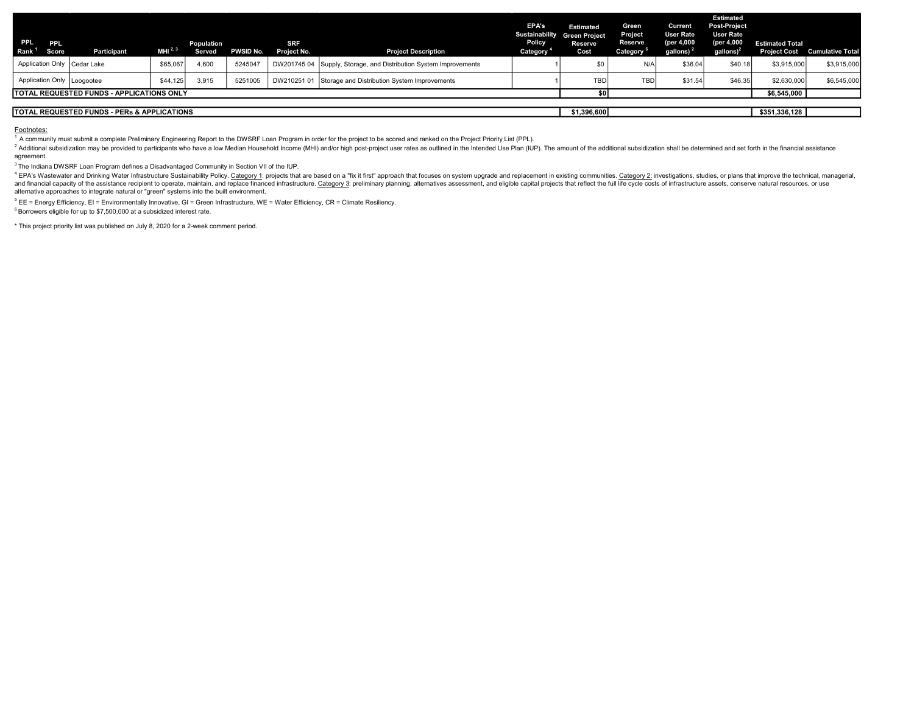| PPL Rank [1] | PPL Score | Participant | MHI [2, 3] | Population Served | PWSID No. | SRF Project No. | Project Description | EPA's Sustainability Policy Category [4] | Estimated Green Project Reserve Cost | Green Project Reserve Category [5] | Current User Rate (per 4,000 gallons) [2] | Estimated Post-Project User Rate (per 4,000 gallons)[2] | Estimated Total Project Cost | Cumulative Total |
|---|---|---|---|---|---|---|---|---|---|---|---|---|---|---|
| Application Only | | Cedar Lake | $65,067 | 4,600 | 5245047 | DW201745 04 | Supply, Storage, and Distribution System Improvements | 1 | $0 | N/A | $36.04 | $40.18 | $3,915,000 | $3,915,000 |
| Application Only | | Loogootee | $44,125 | 3,915 | 5251005 | DW210251 01 | Storage and Distribution System Improvements | 1 | TBD | TBD | $31.54 | $46.35 | $2,630,000 | $6,545,000 |
| **TOTAL REQUESTED FUNDS - APPLICATIONS ONLY** | | | | | | | | | **$0** | | | | **$6,545,000** | |
| **TOTAL REQUESTED FUNDS - PERs & APPLICATIONS** | | | | | | | | | **$1,396,600** | | | | **$351,336,128** | |

Footnotes:

[1] A community must submit a complete Preliminary Engineering Report to the DWSRF Loan Program in order for the project to be scored and ranked on the Project Priority List (PPL).

[2] Additional subsidization may be provided to participants who have a low Median Household Income (MHI) and/or high post-project user rates as outlined in the Intended Use Plan (IUP). The amount of the additional subsidization shall be determined and set forth in the financial assistance agreement.

[3] The Indiana DWSRF Loan Program defines a Disadvantaged Community in Section VII of the IUP.

[4] EPA's Wastewater and Drinking Water Infrastructure Sustainability Policy. Category 1: projects that are based on a "fix it first" approach that focuses on system upgrade and replacement in existing communities. Category 2: investigations, studies, or plans that improve the technical, managerial, and financial capacity of the assistance recipient to operate, maintain, and replace financed infrastructure. Category 3: preliminary planning, alternatives assessment, and eligible capital projects that reflect the full life cycle costs of infrastructure assets, conserve natural resources, or use alternative approaches to integrate natural or "green" systems into the built environment.

[5] EE = Energy Efficiency, EI = Environmentally Innovative, GI = Green Infrastructure, WE = Water Efficiency, CR = Climate Resiliency.

[6] Borrowers eligible for up to $7,500,000 at a subsidized interest rate.

* This project priority list was published on July 8, 2020 for a 2-week comment period.